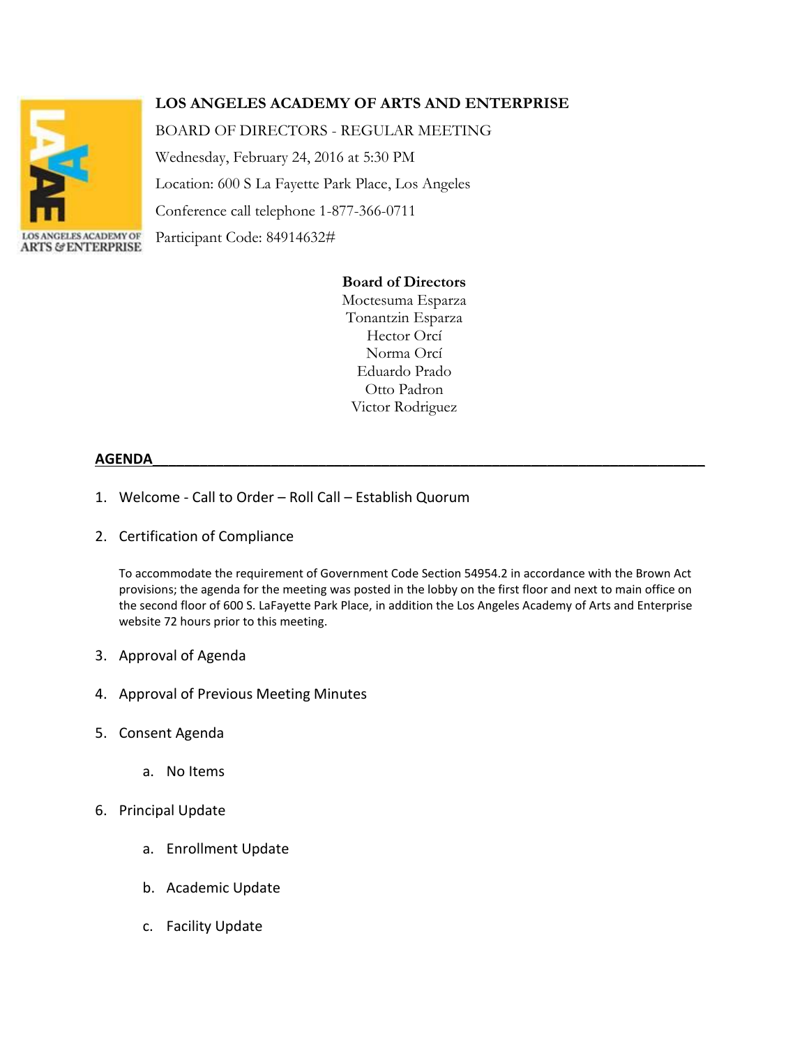**LOS ANGELES ACADEMY OF ARTS AND ENTERPRISE**

BOARD OF DIRECTORS - REGULAR MEETING

Wednesday, February 24, 2016 at 5:30 PM

Location: 600 S La Fayette Park Place, Los Angeles

Conference call telephone 1-877-366-0711

Participant Code: 84914632#

**Board of Directors**

Moctesuma Esparza
Tonantzin Esparza
Hector Orcí
Norma Orcí
Eduardo Prado
Otto Padron
Victor Rodriguez

## AGENDA

1. Welcome - Call to Order – Roll Call – Establish Quorum

2. Certification of Compliance

   To accommodate the requirement of Government Code Section 54954.2 in accordance with the Brown Act provisions; the agenda for the meeting was posted in the lobby on the first floor and next to main office on the second floor of 600 S. LaFayette Park Place, in addition the Los Angeles Academy of Arts and Enterprise website 72 hours prior to this meeting.

3. Approval of Agenda

4. Approval of Previous Meeting Minutes

5. Consent Agenda

   a. No Items

6. Principal Update

   a. Enrollment Update

   b. Academic Update

   c. Facility Update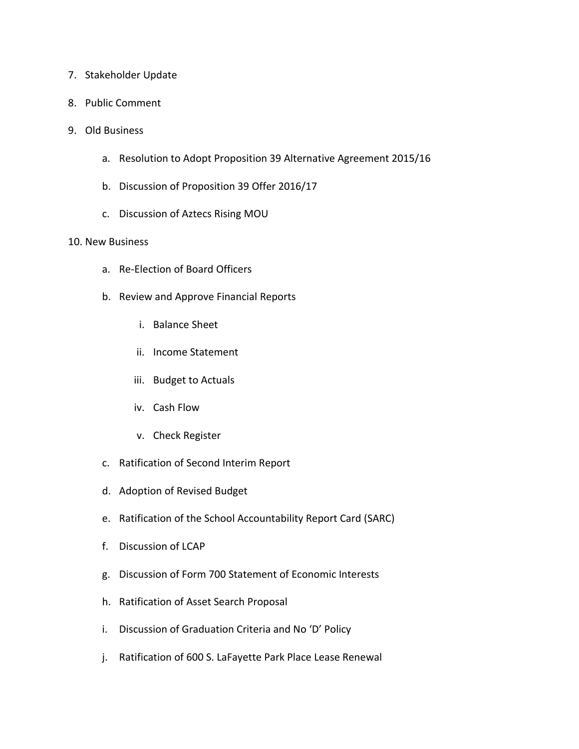7. Stakeholder Update
8. Public Comment
9. Old Business
    a. Resolution to Adopt Proposition 39 Alternative Agreement 2015/16
    b. Discussion of Proposition 39 Offer 2016/17
    c. Discussion of Aztecs Rising MOU
10. New Business
    a. Re-Election of Board Officers
    b. Review and Approve Financial Reports
        i. Balance Sheet
        ii. Income Statement
        iii. Budget to Actuals
        iv. Cash Flow
        v. Check Register
    c. Ratification of Second Interim Report
    d. Adoption of Revised Budget
    e. Ratification of the School Accountability Report Card (SARC)
    f. Discussion of LCAP
    g. Discussion of Form 700 Statement of Economic Interests
    h. Ratification of Asset Search Proposal
    i. Discussion of Graduation Criteria and No 'D' Policy
    j. Ratification of 600 S. LaFayette Park Place Lease Renewal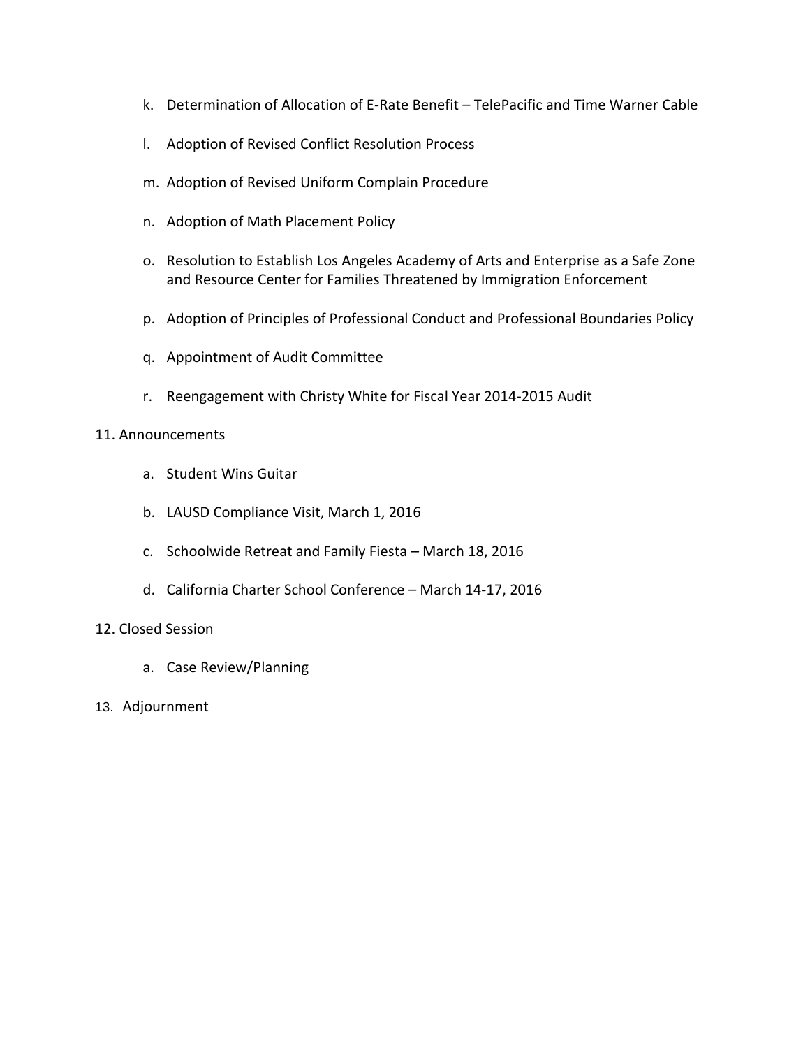k. Determination of Allocation of E-Rate Benefit – TelePacific and Time Warner Cable

l. Adoption of Revised Conflict Resolution Process

m. Adoption of Revised Uniform Complain Procedure

n. Adoption of Math Placement Policy

o. Resolution to Establish Los Angeles Academy of Arts and Enterprise as a Safe Zone and Resource Center for Families Threatened by Immigration Enforcement

p. Adoption of Principles of Professional Conduct and Professional Boundaries Policy

q. Appointment of Audit Committee

r. Reengagement with Christy White for Fiscal Year 2014-2015 Audit

11. Announcements

    a. Student Wins Guitar

    b. LAUSD Compliance Visit, March 1, 2016

    c. Schoolwide Retreat and Family Fiesta – March 18, 2016

    d. California Charter School Conference – March 14-17, 2016

12. Closed Session

    a. Case Review/Planning

13. Adjournment